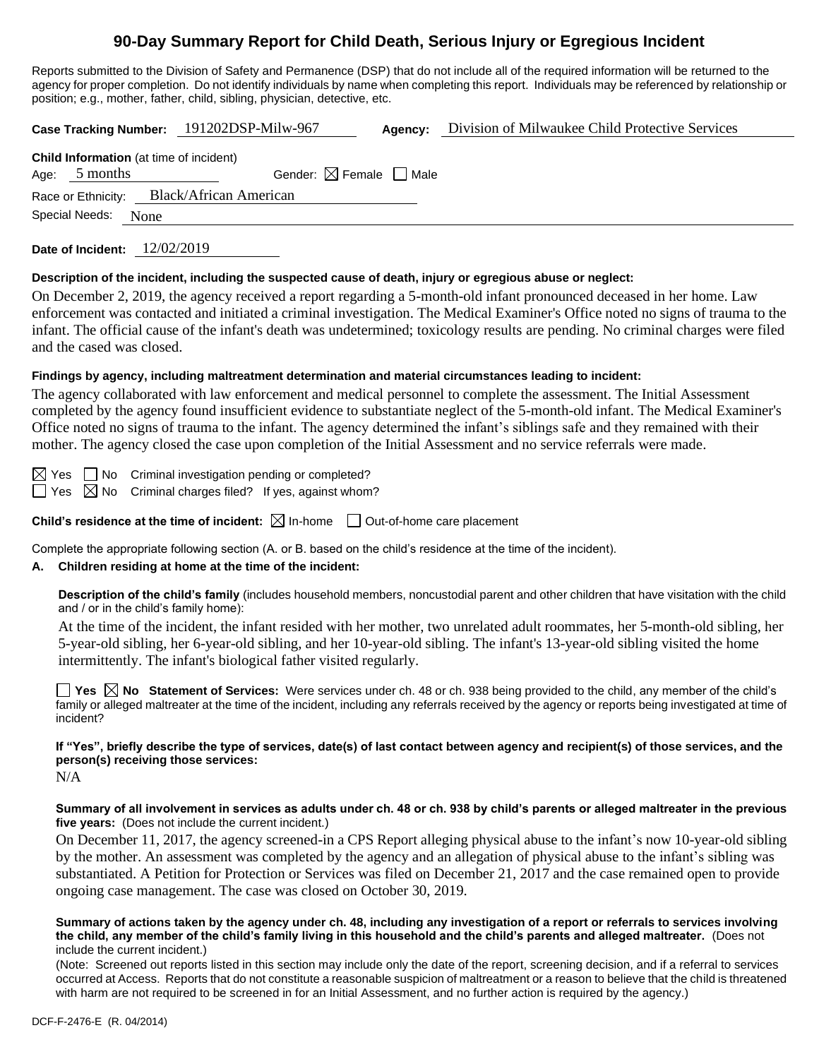# 90-Day Summary Report for Child Death, Serious Injury or Egregious Incident

Reports submitted to the Division of Safety and Permanence (DSP) that do not include all of the required information will be returned to the agency for proper completion. Do not identify individuals by name when completing this report. Individuals may be referenced by relationship or position; e.g., mother, father, child, sibling, physician, detective, etc.

**Case Tracking Number:** 191202DSP-Milw-967 **Agency:** Division of Milwaukee Child Protective Services

**Child Information** (at time of incident)

Age: 5 months Gender: ☒ Female ☐ Male

Race or Ethnicity: Black/African American

Special Needs: None

**Date of Incident:** 12/02/2019

**Description of the incident, including the suspected cause of death, injury or egregious abuse or neglect:**

On December 2, 2019, the agency received a report regarding a 5-month-old infant pronounced deceased in her home. Law enforcement was contacted and initiated a criminal investigation. The Medical Examiner's Office noted no signs of trauma to the infant. The official cause of the infant's death was undetermined; toxicology results are pending. No criminal charges were filed and the cased was closed.

**Findings by agency, including maltreatment determination and material circumstances leading to incident:**

The agency collaborated with law enforcement and medical personnel to complete the assessment. The Initial Assessment completed by the agency found insufficient evidence to substantiate neglect of the 5-month-old infant. The Medical Examiner's Office noted no signs of trauma to the infant. The agency determined the infant's siblings safe and they remained with their mother. The agency closed the case upon completion of the Initial Assessment and no service referrals were made.

☒ Yes ☐ No Criminal investigation pending or completed?

☐ Yes ☒ No Criminal charges filed? If yes, against whom?

**Child's residence at the time of incident:** ☒ In-home ☐ Out-of-home care placement

Complete the appropriate following section (A. or B. based on the child's residence at the time of the incident).

**A. Children residing at home at the time of the incident:**

**Description of the child's family** (includes household members, noncustodial parent and other children that have visitation with the child and / or in the child's family home):

At the time of the incident, the infant resided with her mother, two unrelated adult roommates, her 5-month-old sibling, her 5-year-old sibling, her 6-year-old sibling, and her 10-year-old sibling. The infant's 13-year-old sibling visited the home intermittently. The infant's biological father visited regularly.

☐ **Yes** ☒ **No Statement of Services:** Were services under ch. 48 or ch. 938 being provided to the child, any member of the child's family or alleged maltreater at the time of the incident, including any referrals received by the agency or reports being investigated at time of incident?

**If "Yes", briefly describe the type of services, date(s) of last contact between agency and recipient(s) of those services, and the person(s) receiving those services:**

N/A

**Summary of all involvement in services as adults under ch. 48 or ch. 938 by child's parents or alleged maltreater in the previous five years:** (Does not include the current incident.)

On December 11, 2017, the agency screened-in a CPS Report alleging physical abuse to the infant's now 10-year-old sibling by the mother. An assessment was completed by the agency and an allegation of physical abuse to the infant's sibling was substantiated. A Petition for Protection or Services was filed on December 21, 2017 and the case remained open to provide ongoing case management. The case was closed on October 30, 2019.

**Summary of actions taken by the agency under ch. 48, including any investigation of a report or referrals to services involving the child, any member of the child's family living in this household and the child's parents and alleged maltreater.** (Does not include the current incident.)

(Note: Screened out reports listed in this section may include only the date of the report, screening decision, and if a referral to services occurred at Access. Reports that do not constitute a reasonable suspicion of maltreatment or a reason to believe that the child is threatened with harm are not required to be screened in for an Initial Assessment, and no further action is required by the agency.)

DCF-F-2476-E (R. 04/2014)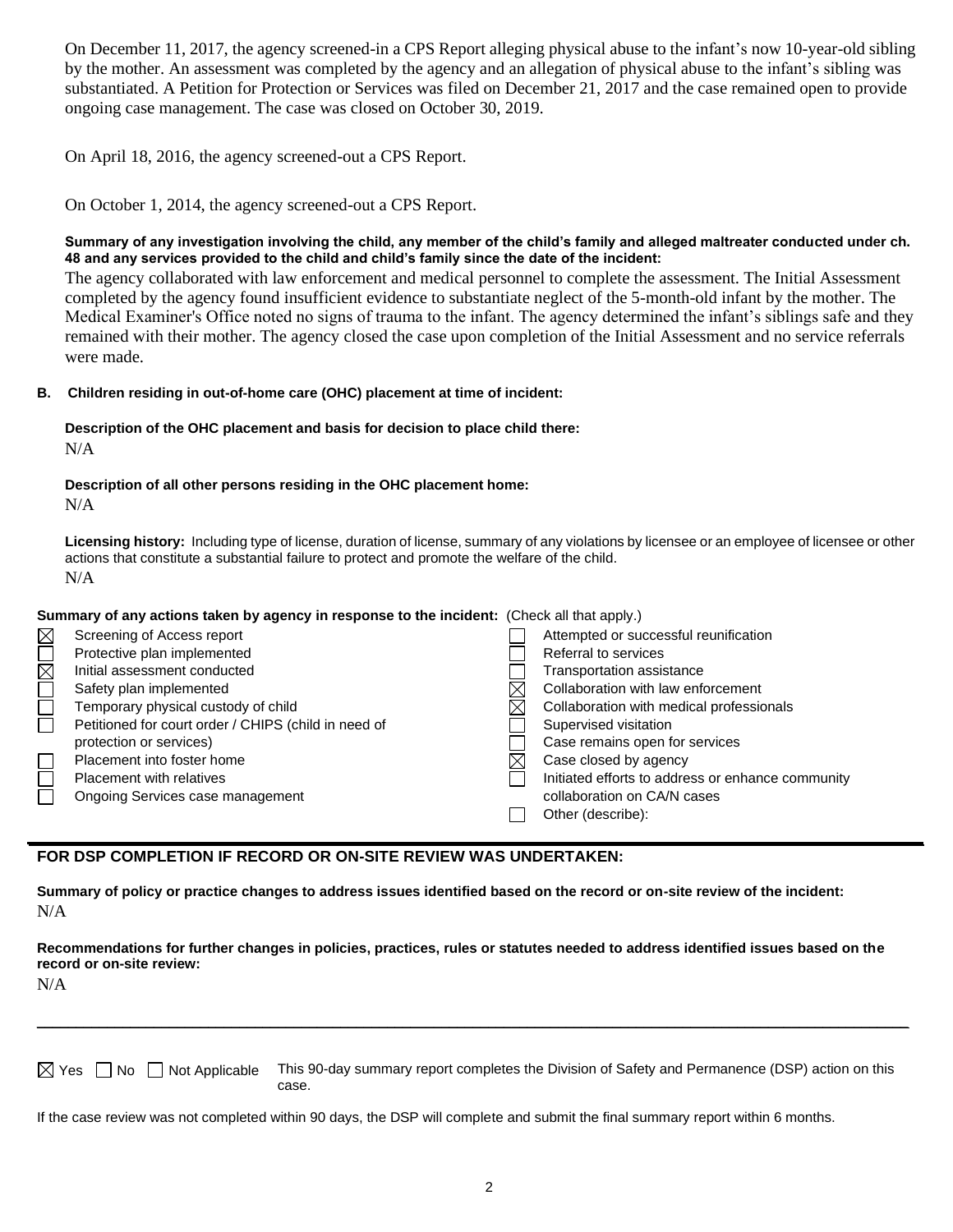On December 11, 2017, the agency screened-in a CPS Report alleging physical abuse to the infant's now 10-year-old sibling by the mother. An assessment was completed by the agency and an allegation of physical abuse to the infant's sibling was substantiated. A Petition for Protection or Services was filed on December 21, 2017 and the case remained open to provide ongoing case management. The case was closed on October 30, 2019.

On April 18, 2016, the agency screened-out a CPS Report.

On October 1, 2014, the agency screened-out a CPS Report.

**Summary of any investigation involving the child, any member of the child's family and alleged maltreater conducted under ch. 48 and any services provided to the child and child's family since the date of the incident:**

The agency collaborated with law enforcement and medical personnel to complete the assessment. The Initial Assessment completed by the agency found insufficient evidence to substantiate neglect of the 5-month-old infant by the mother. The Medical Examiner's Office noted no signs of trauma to the infant. The agency determined the infant's siblings safe and they remained with their mother. The agency closed the case upon completion of the Initial Assessment and no service referrals were made.

**B. Children residing in out-of-home care (OHC) placement at time of incident:**

**Description of the OHC placement and basis for decision to place child there:**

N/A

**Description of all other persons residing in the OHC placement home:**

N/A

**Licensing history:** Including type of license, duration of license, summary of any violations by licensee or an employee of licensee or other actions that constitute a substantial failure to protect and promote the welfare of the child.

N/A

**Summary of any actions taken by agency in response to the incident:** (Check all that apply.)

- ☒ Screening of Access report
- ☐ Protective plan implemented
- ☒ Initial assessment conducted
- ☐ Safety plan implemented
- ☐ Temporary physical custody of child
- ☐ Petitioned for court order / CHIPS (child in need of protection or services)
- ☐ Placement into foster home
- ☐ Placement with relatives
- ☐ Ongoing Services case management
- ☐ Attempted or successful reunification
- ☐ Referral to services
- ☐ Transportation assistance
- ☒ Collaboration with law enforcement
- ☒ Collaboration with medical professionals
- ☐ Supervised visitation
- ☐ Case remains open for services
- ☒ Case closed by agency
- ☐ Initiated efforts to address or enhance community collaboration on CA/N cases
- ☐ Other (describe):

## FOR DSP COMPLETION IF RECORD OR ON-SITE REVIEW WAS UNDERTAKEN:

**Summary of policy or practice changes to address issues identified based on the record or on-site review of the incident:**

N/A

**Recommendations for further changes in policies, practices, rules or statutes needed to address identified issues based on the record or on-site review:**

N/A

---

☒ Yes ☐ No ☐ Not Applicable This 90-day summary report completes the Division of Safety and Permanence (DSP) action on this case.

If the case review was not completed within 90 days, the DSP will complete and submit the final summary report within 6 months.